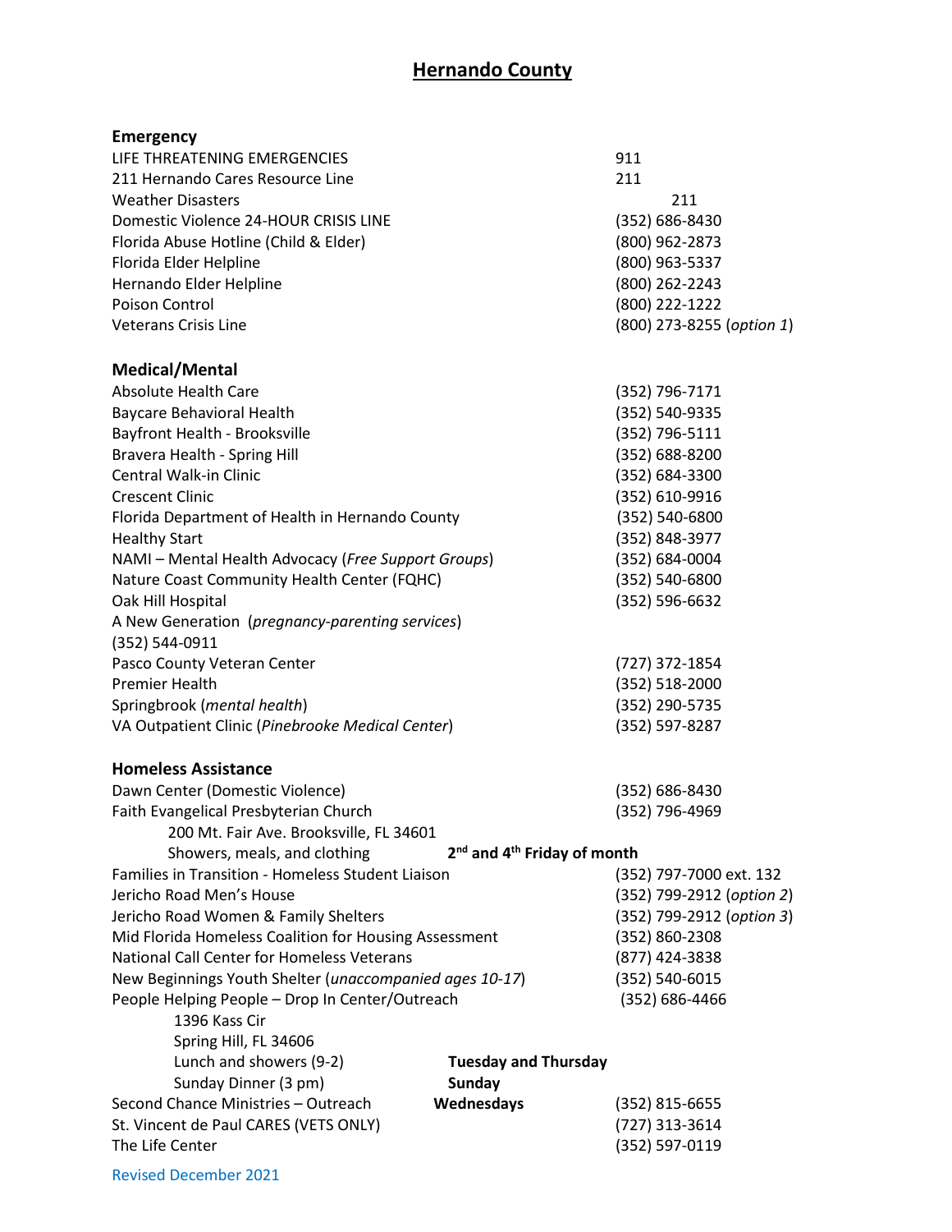# Hernando County

## Emergency

| | |
|---|---|
| LIFE THREATENING EMERGENCIES | 911 |
| 211 Hernando Cares Resource Line | 211 |
| Weather Disasters | 211 |
| Domestic Violence 24-HOUR CRISIS LINE | (352) 686-8430 |
| Florida Abuse Hotline (Child & Elder) | (800) 962-2873 |
| Florida Elder Helpline | (800) 963-5337 |
| Hernando Elder Helpline | (800) 262-2243 |
| Poison Control | (800) 222-1222 |
| Veterans Crisis Line | (800) 273-8255 (*option 1*) |

## Medical/Mental

| | |
|---|---|
| Absolute Health Care | (352) 796-7171 |
| Baycare Behavioral Health | (352) 540-9335 |
| Bayfront Health - Brooksville | (352) 796-5111 |
| Bravera Health - Spring Hill | (352) 688-8200 |
| Central Walk-in Clinic | (352) 684-3300 |
| Crescent Clinic | (352) 610-9916 |
| Florida Department of Health in Hernando County | (352) 540-6800 |
| Healthy Start | (352) 848-3977 |
| NAMI – Mental Health Advocacy (*Free Support Groups*) | (352) 684-0004 |
| Nature Coast Community Health Center (FQHC) | (352) 540-6800 |
| Oak Hill Hospital | (352) 596-6632 |
| A New Generation (*pregnancy-parenting services*) (352) 544-0911 | |
| Pasco County Veteran Center | (727) 372-1854 |
| Premier Health | (352) 518-2000 |
| Springbrook (*mental health*) | (352) 290-5735 |
| VA Outpatient Clinic (*Pinebrooke Medical Center*) | (352) 597-8287 |

## Homeless Assistance

| | | |
|---|---|---|
| Dawn Center (Domestic Violence) | | (352) 686-8430 |
| Faith Evangelical Presbyterian Church<br>200 Mt. Fair Ave. Brooksville, FL 34601 | | (352) 796-4969 |
| Showers, meals, and clothing | **2nd and 4th Friday of month** | |
| Families in Transition - Homeless Student Liaison | | (352) 797-7000 ext. 132 |
| Jericho Road Men's House | | (352) 799-2912 (*option 2*) |
| Jericho Road Women & Family Shelters | | (352) 799-2912 (*option 3*) |
| Mid Florida Homeless Coalition for Housing Assessment | | (352) 860-2308 |
| National Call Center for Homeless Veterans | | (877) 424-3838 |
| New Beginnings Youth Shelter (*unaccompanied ages 10-17*) | | (352) 540-6015 |
| People Helping People – Drop In Center/Outreach<br>1396 Kass Cir<br>Spring Hill, FL 34606 | | (352) 686-4466 |
| Lunch and showers (9-2) | **Tuesday and Thursday** | |
| Sunday Dinner (3 pm) | **Sunday** | |
| Second Chance Ministries – Outreach | **Wednesdays** | (352) 815-6655 |
| St. Vincent de Paul CARES (VETS ONLY) | | (727) 313-3614 |
| The Life Center | | (352) 597-0119 |

Revised December 2021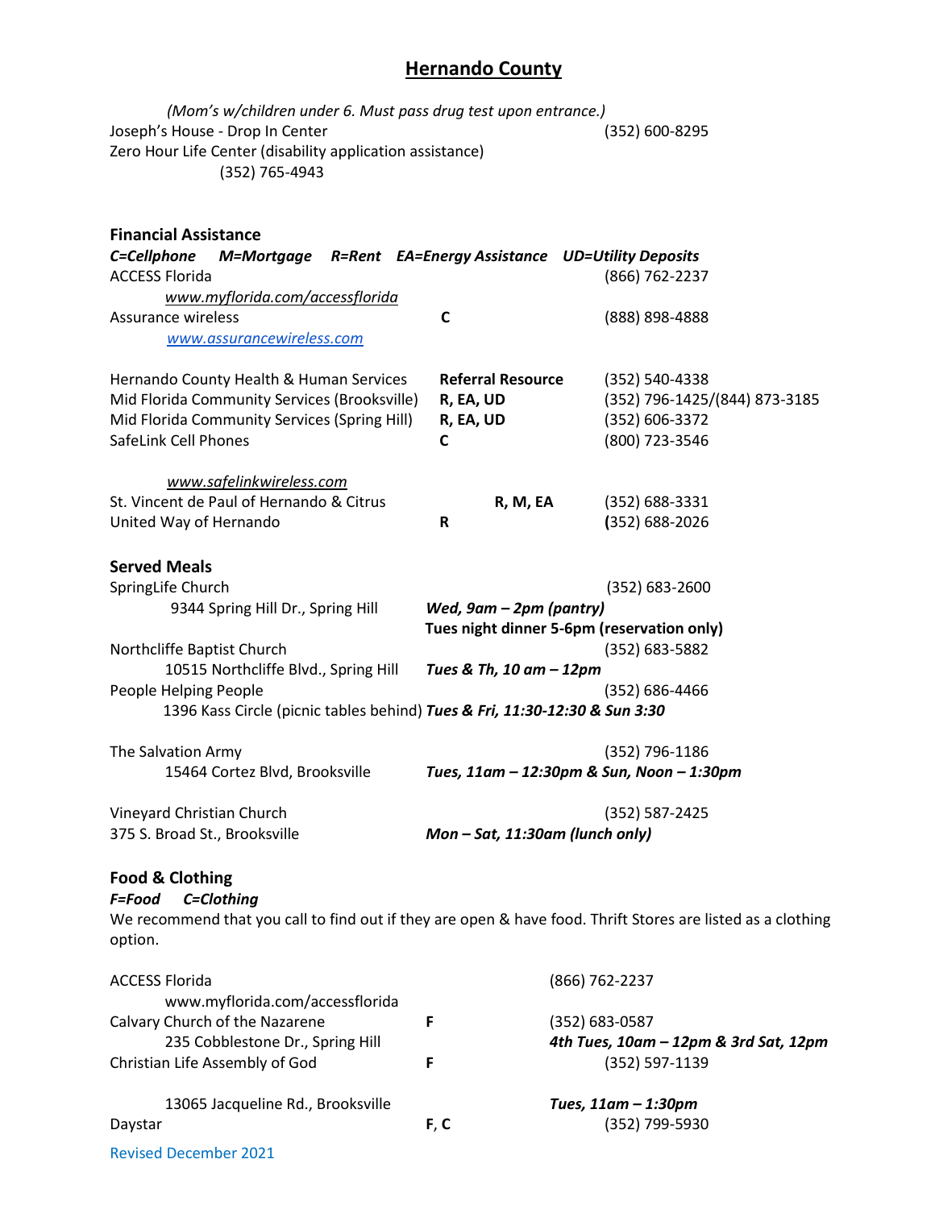## Hernando County

*(Mom's w/children under 6. Must pass drug test upon entrance.)*

Joseph's House - Drop In Center (352) 600-8295

Zero Hour Life Center (disability application assistance) (352) 765-4943

### Financial Assistance

***C=Cellphone M=Mortgage R=Rent EA=Energy Assistance UD=Utility Deposits***

| Name | Services | Phone |
|---|---|---|
| ACCESS Florida *www.myflorida.com/accessflorida* | | (866) 762-2237 |
| Assurance wireless *www.assurancewireless.com* | **C** | (888) 898-4888 |
| Hernando County Health & Human Services | **Referral Resource** | (352) 540-4338 |
| Mid Florida Community Services (Brooksville) | **R, EA, UD** | (352) 796-1425/(844) 873-3185 |
| Mid Florida Community Services (Spring Hill) | **R, EA, UD** | (352) 606-3372 |
| SafeLink Cell Phones *www.safelinkwireless.com* | **C** | (800) 723-3546 |
| St. Vincent de Paul of Hernando & Citrus | **R, M, EA** | (352) 688-3331 |
| United Way of Hernando | **R** | (352) 688-2026 |

### Served Meals

SpringLife Church (352) 683-2600
9344 Spring Hill Dr., Spring Hill *Wed, 9am – 2pm (pantry)*
**Tues night dinner 5-6pm (reservation only)**

Northcliffe Baptist Church (352) 683-5882
10515 Northcliffe Blvd., Spring Hill *Tues & Th, 10 am – 12pm*

People Helping People (352) 686-4466
1396 Kass Circle (picnic tables behind) *Tues & Fri, 11:30-12:30 & Sun 3:30*

The Salvation Army (352) 796-1186
15464 Cortez Blvd, Brooksville *Tues, 11am – 12:30pm & Sun, Noon – 1:30pm*

Vineyard Christian Church (352) 587-2425
375 S. Broad St., Brooksville *Mon – Sat, 11:30am (lunch only)*

### Food & Clothing

***F=Food C=Clothing***

We recommend that you call to find out if they are open & have food. Thrift Stores are listed as a clothing option.

| Name | Services | Phone / Hours |
|---|---|---|
| ACCESS Florida www.myflorida.com/accessflorida | | (866) 762-2237 |
| Calvary Church of the Nazarene 235 Cobblestone Dr., Spring Hill | **F** | (352) 683-0587 ***4th Tues, 10am – 12pm & 3rd Sat, 12pm*** |
| Christian Life Assembly of God 13065 Jacqueline Rd., Brooksville | **F** | (352) 597-1139 ***Tues, 11am – 1:30pm*** |
| Daystar | **F, C** | (352) 799-5930 |

Revised December 2021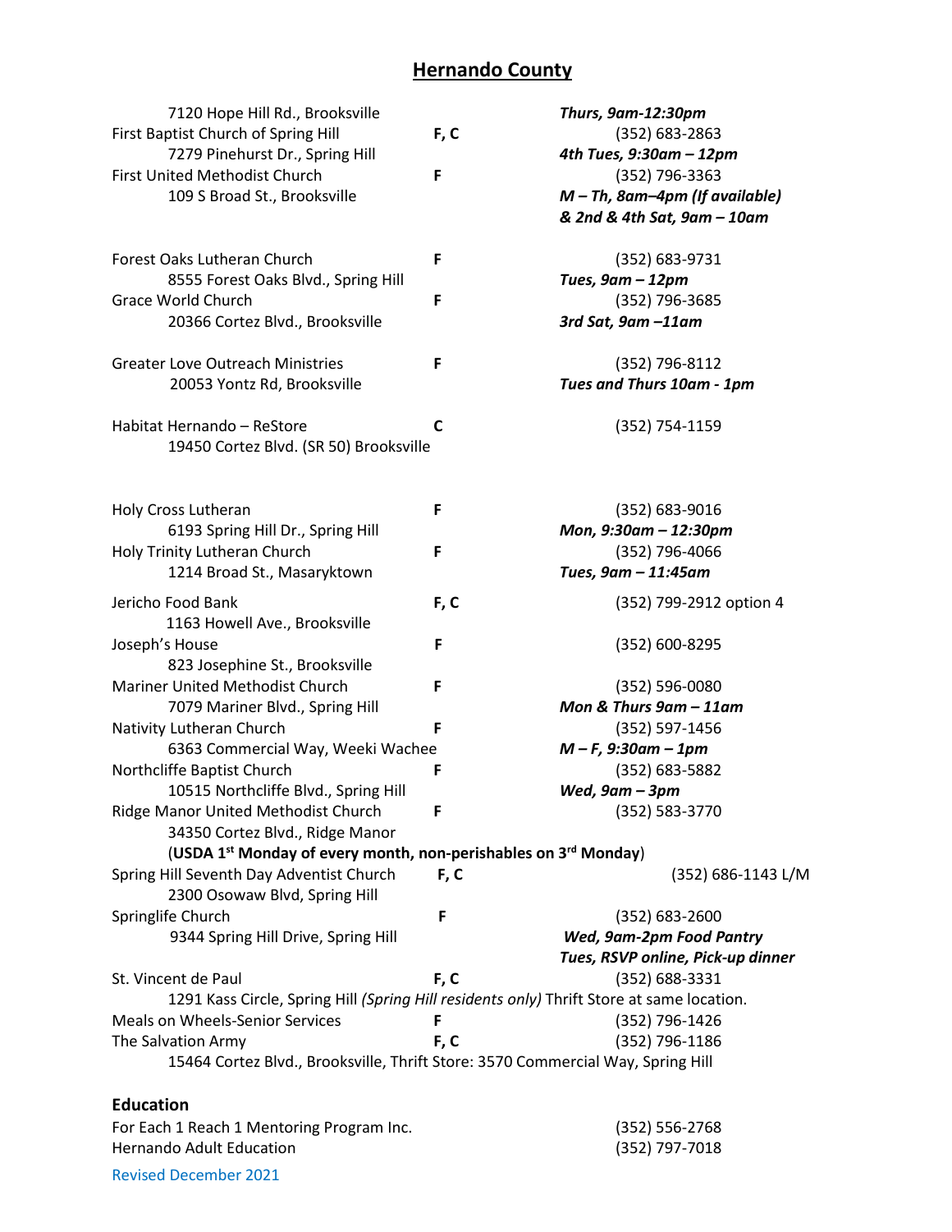## Hernando County

| | | |
|---|---|---|
| 7120 Hope Hill Rd., Brooksville | | *Thurs, 9am-12:30pm* |
| First Baptist Church of Spring Hill | F, C | (352) 683-2863 |
| 7279 Pinehurst Dr., Spring Hill | | *4th Tues, 9:30am – 12pm* |
| First United Methodist Church | F | (352) 796-3363 |
| 109 S Broad St., Brooksville | | *M – Th, 8am–4pm (If available) & 2nd & 4th Sat, 9am – 10am* |
| Forest Oaks Lutheran Church | F | (352) 683-9731 |
| 8555 Forest Oaks Blvd., Spring Hill | | *Tues, 9am – 12pm* |
| Grace World Church | F | (352) 796-3685 |
| 20366 Cortez Blvd., Brooksville | | *3rd Sat, 9am –11am* |
| Greater Love Outreach Ministries | F | (352) 796-8112 |
| 20053 Yontz Rd, Brooksville | | *Tues and Thurs 10am - 1pm* |
| Habitat Hernando – ReStore | C | (352) 754-1159 |
| 19450 Cortez Blvd. (SR 50) Brooksville | | |
| Holy Cross Lutheran | F | (352) 683-9016 |
| 6193 Spring Hill Dr., Spring Hill | | *Mon, 9:30am – 12:30pm* |
| Holy Trinity Lutheran Church | F | (352) 796-4066 |
| 1214 Broad St., Masaryktown | | *Tues, 9am – 11:45am* |
| Jericho Food Bank | F, C | (352) 799-2912 option 4 |
| 1163 Howell Ave., Brooksville | | |
| Joseph's House | F | (352) 600-8295 |
| 823 Josephine St., Brooksville | | |
| Mariner United Methodist Church | F | (352) 596-0080 |
| 7079 Mariner Blvd., Spring Hill | | *Mon & Thurs 9am – 11am* |
| Nativity Lutheran Church | F | (352) 597-1456 |
| 6363 Commercial Way, Weeki Wachee | | *M – F, 9:30am – 1pm* |
| Northcliffe Baptist Church | F | (352) 683-5882 |
| 10515 Northcliffe Blvd., Spring Hill | | *Wed, 9am – 3pm* |
| Ridge Manor United Methodist Church | F | (352) 583-3770 |
| 34350 Cortez Blvd., Ridge Manor (**USDA 1st Monday of every month, non-perishables on 3rd Monday**) | | |
| Spring Hill Seventh Day Adventist Church | F, C | (352) 686-1143 L/M |
| 2300 Osowaw Blvd, Spring Hill | | |
| Springlife Church | F | (352) 683-2600 |
| 9344 Spring Hill Drive, Spring Hill | | *Wed, 9am-2pm Food Pantry* *Tues, RSVP online, Pick-up dinner* |
| St. Vincent de Paul | F, C | (352) 688-3331 |
| 1291 Kass Circle, Spring Hill *(Spring Hill residents only)* Thrift Store at same location. | | |
| Meals on Wheels-Senior Services | F | (352) 796-1426 |
| The Salvation Army | F, C | (352) 796-1186 |
| 15464 Cortez Blvd., Brooksville, Thrift Store: 3570 Commercial Way, Spring Hill | | |

### Education

| | |
|---|---|
| For Each 1 Reach 1 Mentoring Program Inc. | (352) 556-2768 |
| Hernando Adult Education | (352) 797-7018 |

Revised December 2021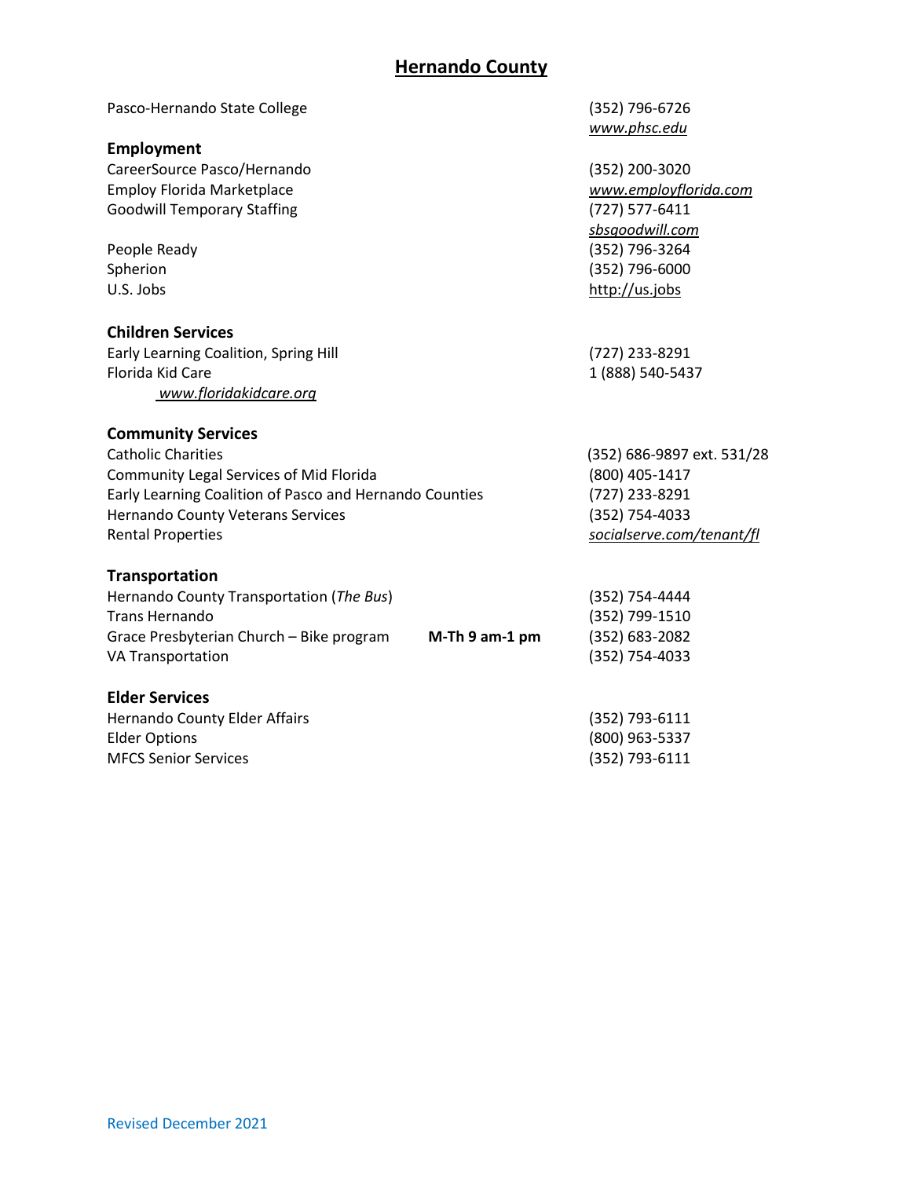# Hernando County

| | |
|---|---|
| Pasco-Hernando State College | (352) 796-6726 *www.phsc.edu* |

## Employment

| | |
|---|---|
| CareerSource Pasco/Hernando | (352) 200-3020 |
| Employ Florida Marketplace | *www.employflorida.com* |
| Goodwill Temporary Staffing | (727) 577-6411 *sbsgoodwill.com* |
| People Ready | (352) 796-3264 |
| Spherion | (352) 796-6000 |
| U.S. Jobs | http://us.jobs |

## Children Services

| | |
|---|---|
| Early Learning Coalition, Spring Hill | (727) 233-8291 |
| Florida Kid Care *www.floridakidcare.org* | 1 (888) 540-5437 |

## Community Services

| | |
|---|---|
| Catholic Charities | (352) 686-9897 ext. 531/28 |
| Community Legal Services of Mid Florida | (800) 405-1417 |
| Early Learning Coalition of Pasco and Hernando Counties | (727) 233-8291 |
| Hernando County Veterans Services | (352) 754-4033 |
| Rental Properties | *socialserve.com/tenant/fl* |

## Transportation

| | | |
|---|---|---|
| Hernando County Transportation (*The Bus*) | | (352) 754-4444 |
| Trans Hernando | | (352) 799-1510 |
| Grace Presbyterian Church – Bike program | **M-Th 9 am-1 pm** | (352) 683-2082 |
| VA Transportation | | (352) 754-4033 |

## Elder Services

| | |
|---|---|
| Hernando County Elder Affairs | (352) 793-6111 |
| Elder Options | (800) 963-5337 |
| MFCS Senior Services | (352) 793-6111 |

Revised December 2021